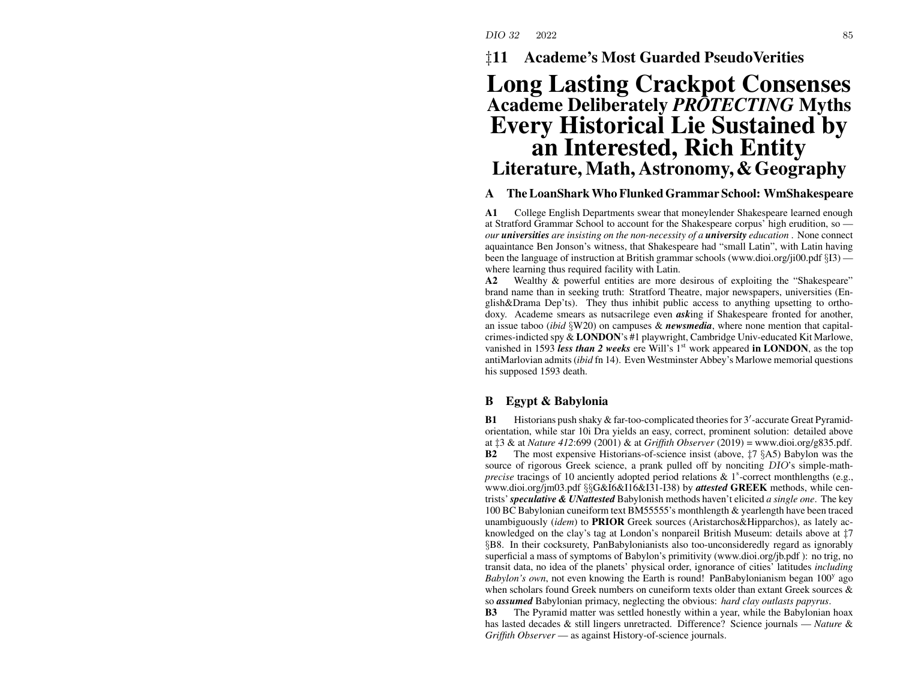## ‡11 Academe's Most Guarded PseudoVerities

# Long Lasting Crackpot Consenses

## Academe Deliberately *PROTECTING* Myths

# Every Historical Lie Sustained by an Interested, Rich Entity

## Literature, Math, Astronomy, & Geography

### A The LoanShark Who Flunked Grammar School: WmShakespeare

**A1** College English Departments swear that moneylender Shakespeare learned enough at Stratford Grammar School to account for the Shakespeare corpus' high erudition, so — *our **universities** are insisting on the non-necessity of a **university** education* . None connect aquaintance Ben Jonson's witness, that Shakespeare had "small Latin", with Latin having been the language of instruction at British grammar schools (www.dioi.org/ji00.pdf §I3) — where learning thus required facility with Latin.

**A2** Wealthy & powerful entities are more desirous of exploiting the "Shakespeare" brand name than in seeking truth: Stratford Theatre, major newspapers, universities (English&Drama Dep'ts). They thus inhibit public access to anything upsetting to orthodoxy. Academe smears as nutsacrilege even ***ask***ing if Shakespeare fronted for another, an issue taboo (*ibid* §W20) on campuses & ***newsmedia***, where none mention that capital-crimes-indicted spy & **LONDON**'s #1 playwright, Cambridge Univ-educated Kit Marlowe, vanished in 1593 ***less than 2 weeks*** ere Will's 1st work appeared **in LONDON**, as the top antiMarlovian admits (*ibid* fn 14). Even Westminster Abbey's Marlowe memorial questions his supposed 1593 death.

### B Egypt & Babylonia

**B1** Historians push shaky & far-too-complicated theories for 3′-accurate Great Pyramid-orientation, while star 10i Dra yields an easy, correct, prominent solution: detailed above at ‡3 & at *Nature 412*:699 (2001) & at *Griffith Observer* (2019) = www.dioi.org/g835.pdf.

**B2** The most expensive Historians-of-science insist (above, ‡7 §A5) Babylon was the source of rigorous Greek science, a prank pulled off by nonciting *DIO*'s simple-math-*precise* tracings of 10 anciently adopted period relations & 1s-correct monthlengths (e.g., www.dioi.org/jm03.pdf §§G&I6&I16&I31-I38) by ***attested* GREEK** methods, while centrists' ***speculative & UNattested*** Babylonish methods haven't elicited *a single one*. The key 100 BC Babylonian cuneiform text BM55555's monthlength & yearlength have been traced unambiguously (*idem*) to **PRIOR** Greek sources (Aristarchos&Hipparchos), as lately acknowledged on the clay's tag at London's nonpareil British Museum: details above at ‡7 §B8. In their cocksurety, PanBabylonianists also too-unconsideredly regard as ignorably superficial a mass of symptoms of Babylon's primitivity (www.dioi.org/jb.pdf ): no trig, no transit data, no idea of the planets' physical order, ignorance of cities' latitudes *including Babylon's own*, not even knowing the Earth is round! PanBabylonianism began 100y ago when scholars found Greek numbers on cuneiform texts older than extant Greek sources & so ***assumed*** Babylonian primacy, neglecting the obvious: *hard clay outlasts papyrus*.

**B3** The Pyramid matter was settled honestly within a year, while the Babylonian hoax has lasted decades & still lingers unretracted. Difference? Science journals — *Nature* & *Griffith Observer* — as against History-of-science journals.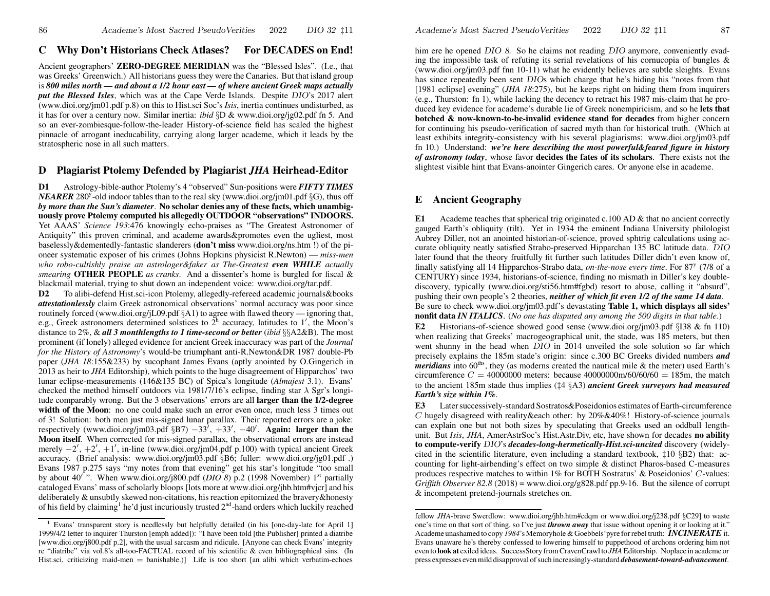## C Why Don't Historians Check Atlases? For DECADES on End!

Ancient geographers' **ZERO-DEGREE MERIDIAN** was the "Blessed Isles". (I.e., that was Greeks' Greenwich.) All historians guess they were the Canaries. But that island group is ***800 miles north — and about a 1/2 hour east — of where ancient Greek maps actually put the Blessed Isles***, which was at the Cape Verde Islands. Despite *DIO*'s 2017 alert (www.dioi.org/jm01.pdf p.8) on this to Hist.sci Soc's *Isis*, inertia continues undisturbed, as it has for over a century now. Similar inertia: *ibid* §D & www.dioi.org/jg02.pdf fn 5. And so an ever-zombiesque-follow-the-leader History-of-science field has scaled the highest pinnacle of arrogant ineducability, carrying along larger academe, which it leads by tbe stratospheric nose in all such matters.

## D Plagiarist Ptolemy Defended by Plagiarist *JHA* Heirhead-Editor

**D1** Astrology-bible-author Ptolemy's 4 "observed" Sun-positions were ***FIFTY TIMES NEARER*** 280$^y$-old indoor tables than to the real sky (www.dioi.org/jm01.pdf §G), thus off ***by more than the Sun's diameter***. **No scholar denies any of these facts, which unambiguously prove Ptolemy computed his allegedly OUTDOOR "observations" INDOORS.** Yet AAAS' *Science 193*:476 knowingly echo-praises as "The Greatest Astronomer of Antiquity" this proven criminal, and academe awards&promotes even the ugliest, most baselessly&dementedly-fantastic slanderers (**don't miss** www.dioi.org/ns.htm !) of the pioneer systematic exposer of his crimes (Johns Hopkins physicist R.Newton) — *miss-men who robo-cultishly praise an astrologer&faker as The-Greatest* ***even WHILE*** *actually smearing* **OTHER PEOPLE** *as cranks*. And a dissenter's home is burgled for fiscal & blackmail material, trying to shut down an independent voice: www.dioi.org/tar.pdf.

**D2** To alibi-defend Hist.sci-icon Ptolemy, allegedly-refereed academic journals&books ***attestationlessly*** claim Greek astronomical observations' normal accuracy was poor since routinely forced (www.dioi.org/jL09.pdf §A1) to agree with flawed theory — ignoring that, e.g., Greek astronomers determined solstices to 2$^h$ accuracy, latitudes to 1′, the Moon's distance to 2%, & ***all 3 monthlengths to 1 time-second or better*** (*ibid* §§A2&B). The most prominent (if lonely) alleged evidence for ancient Greek inaccuracy was part of the *Journal for the History of Astronomy*'s would-be triumphant anti-R.Newton&DR 1987 double-Pb paper (*JHA 18*:155&233) by sucophant James Evans (aptly anointed by O.Gingerich in 2013 as heir to *JHA* Editorship), which points to the huge disagreement of Hipparchos' two lunar eclipse-measurements (146&135 BC) of Spica's longitude (*Almajest* 3.1). Evans' checked the method himself outdoors via 1981/7/16's eclipse, finding star λ Sgr's longitude comparably wrong. But the 3 observations' errors are all **larger than the 1/2-degree width of the Moon**: no one could make such an error even once, much less 3 times out of 3! Solution: both men just mis-signed lunar parallax. Their reported errors are a joke: respectively (www.dioi.org/jm03.pdf §B7) $-33'$, $+33'$, $-40'$. **Again: larger than the Moon itself**. When corrected for mis-signed parallax, the observational errors are instead merely $-2'$, $+2'$, $+1'$, in-line (www.dioi.org/jm04.pdf p.100) with typical ancient Greek accuracy. (Brief analysis: www.dioi.org/jm03.pdf §B6; fuller: www.dioi.org/jg01.pdf .) Evans 1987 p.275 says "my notes from that evening" get his star's longitude "too small by about 40′ ". When www.dioi.org/j800.pdf (*DIO 8*) p.2 (1998 November) 1$^{st}$ partially cataloged Evans' mass of scholarly bloops [lots more at www.dioi.org/jhb.htm#vjcr] and his deliberately & unsubtly skewed non-citations, his reaction epitomized the bravery&honesty of his field by claiming[1] he'd just incuriously trusted 2$^{nd}$-hand orders which luckily reached him ere he opened *DIO 8*. So he claims not reading *DIO* anymore, conveniently evading the impossible task of refuting its serial revelations of his cornucopia of bungles & (www.dioi.org/jm03.pdf fnn 10-11) what he evidently believes are subtle sleights. Evans has since repeatedly been sent *DIO*s which charge that he's hiding his "notes from that [1981 eclipse] evening" (*JHA 18*:275), but he keeps right on hiding them from inquirers (e.g., Thurston: fn 1), while lacking the decency to retract his 1987 mis-claim that he produced key evidence for academe's durable lie of Greek nonempiricism, and so he **lets that botched & now-known-to-be-invalid evidence stand for decades** from higher concern for continuing his pseudo-verification of sacred myth than for historical truth. (Which at least exhibits integrity-consistency with his several plagiarisms: www.dioi.org/jm03.pdf fn 10.) Understand: ***we're here describing the most powerful&feared figure in history of astronomy today***, whose favor **decides the fates of its scholars**. There exists not the slightest visible hint that Evans-anointer Gingerich cares. Or anyone else in academe.

## E Ancient Geography

**E1** Academe teaches that spherical trig originated c.100 AD & that no ancient correctly gauged Earth's obliquity (tilt). Yet in 1934 the eminent Indiana University philologist Aubrey Diller, not an anointed historian-of-science, proved sphtrig calculations using accurate obliquity neatly satisfied Strabo-preserved Hipparchan 135 BC latitude data. *DIO* later found that the theory fruitfully fit further such latitudes Diller didn't even know of, finally satisfying all 14 Hipparchos-Strabo data, *on-the-nose every time*. For 87$^y$ (7/8 of a CENTURY) since 1934, historians-of-science, finding no mismatch in Diller's key double-discovery, typically (www.dioi.org/sti56.htm#fgbd) resort to abuse, calling it "absurd", pushing their own people's 2 theories, ***neither of which fit even 1/2 of the same 14 data***. Be sure to check www.dioi.org/jm03.pdf's devastating **Table 1, which displays all sides' nonfit data *IN ITALICS***. (*No one has disputed any among the 500 digits in that table*.)

**E2** Historians-of-science showed good sense (www.dioi.org/jm03.pdf §I38 & fn 110) when realizing that Greeks' macrogeographical unit, the stade, was 185 meters, but then went shunny in the head when *DIO* in 2014 unveiled the sole solution so far which precisely explains the 185m stade's origin: since c.300 BC Greeks divided numbers ***and meridians*** into 60$^{ths}$, they (as moderns created the nautical mile & the meter) used Earth's circumference $C = 40000000$ meters: because $40000000\text{m}/60/60/60 = 185\text{m}$, the match to the ancient 185m stade thus implies (‡4 §A3) ***ancient Greek surveyors had measured Earth's size within 1%***.

**E3** Later successively-standard Sostratos&Poseidonios estimates of Earth-circumference $C$ hugely disagreed with reality&each other: by 20%&40%! History-of-science journals can explain one but not both sizes by speculating that Greeks used an oddball length-unit. But *Isis*, *JHA*, AmerAstrSoc's Hist.Astr.Div, etc, have shown for decades **no ability to compute-verify** *DIO*'s ***decades-long-hermetically-Hist.sci-uncited*** discovery (widely-cited in the scientific literature, even including a standard textbook, ‡10 §B2) that: accounting for light-airbending's effect on two simple & distinct Pharos-based C-measures produces respective matches to within 1% for BOTH Sostratus' & Poseidonios' $C$-values: *Griffith Observer 82.8* (2018) = www.dioi.org/g828.pdf pp.9-16. But the silence of corrupt & incompetent pretend-journals stretches on.

---

[1] Evans' transparent story is needlessly but helpfully detailed (in his [one-day-late for April 1] 1999/4/2 letter to inquirer Thurston [emph added]): "I have been told [the Publisher] printed a diatribe [www.dioi.org/j800.pdf p.2], with the usual sarcasm and ridicule. [Anyone can check Evans' integrity re "diatribe" via vol.8's all-too-FACTUAL record of his scientific & even bibliographical sins. (In Hist.sci, criticizing maid-men = banishable.)] Life is too short [an alibi which verbatim-echoes fellow *JHA*-brave Swerdlow: www.dioi.org/jhb.htm#cdqm or www.dioi.org/j238.pdf §C29] to waste one's time on that sort of thing, so I've just ***thrown away*** that issue without opening it or looking at it." Academe unashamed to copy *1984*'s Memoryhole & Goebbels' pyre for rebel truth: ***INCINERATE*** it. Evans unaware he's thereby confessed to lowering himself to puppethood of archons ordering him not even to **look at** exiled ideas. SuccessStory from CravenCrawl to *JHA* Editorship. Noplace in academe or press expresses even mild disapproval of such increasingly-standard ***debasement-toward-advancement***.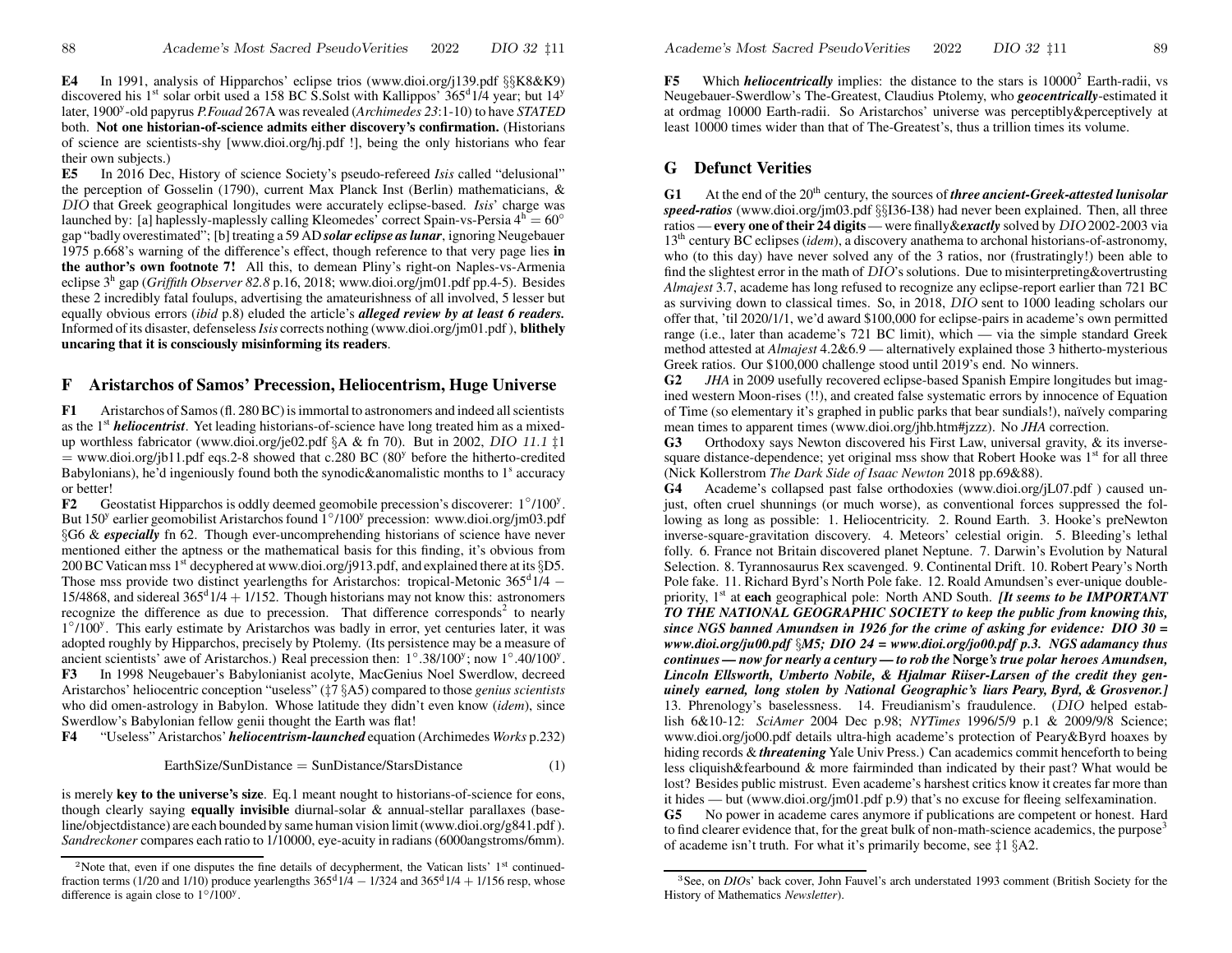**E4** In 1991, analysis of Hipparchos' eclipse trios (www.dioi.org/j139.pdf §§K8&K9) discovered his 1st solar orbit used a 158 BC S.Solst with Kallippos' $365^{d}1/4$ year; but $14^{y}$ later, $1900^{y}$-old papyrus *P.Fouad* 267A was revealed (*Archimedes 23*:1-10) to have *STATED* both. **Not one historian-of-science admits either discovery's confirmation.** (Historians of science are scientists-shy [www.dioi.org/hj.pdf !], being the only historians who fear their own subjects.)

**E5** In 2016 Dec, History of science Society's pseudo-refereed *Isis* called "delusional" the perception of Gosselin (1790), current Max Planck Inst (Berlin) mathematicians, & *DIO* that Greek geographical longitudes were accurately eclipse-based. *Isis*' charge was launched by: [a] haplessly-maplessly calling Kleomedes' correct Spain-vs-Persia $4^{h} = 60°$ gap "badly overestimated"; [b] treating a 59 AD ***solar eclipse as lunar***, ignoring Neugebauer 1975 p.668's warning of the difference's effect, though reference to that very page lies **in the author's own footnote 7!** All this, to demean Pliny's right-on Naples-vs-Armenia eclipse $3^{h}$ gap (*Griffith Observer 82.8* p.16, 2018; www.dioi.org/jm01.pdf pp.4-5). Besides these 2 incredibly fatal foulups, advertising the amateurishness of all involved, 5 lesser but equally obvious errors (*ibid* p.8) eluded the article's ***alleged review by at least 6 readers.*** Informed of its disaster, defenseless *Isis* corrects nothing (www.dioi.org/jm01.pdf ), **blithely uncaring that it is consciously misinforming its readers**.

## F Aristarchos of Samos' Precession, Heliocentrism, Huge Universe

**F1** Aristarchos of Samos (fl. 280 BC) is immortal to astronomers and indeed all scientists as the 1st ***heliocentrist***. Yet leading historians-of-science have long treated him as a mixed-up worthless fabricator (www.dioi.org/je02.pdf §A & fn 70). But in 2002, *DIO 11.1* ‡1 = www.dioi.org/jb11.pdf eqs.2-8 showed that c.280 BC ($80^{y}$ before the hitherto-credited Babylonians), he'd ingeniously found both the synodic&anomalistic months to $1^{s}$ accuracy or better!

**F2** Geostatist Hipparchos is oddly deemed geomobile precession's discoverer: $1°/100^{y}$. But $150^{y}$ earlier geomobilist Aristarchos found $1°/100^{y}$ precession: www.dioi.org/jm03.pdf §G6 & ***especially*** fn 62. Though ever-uncomprehending historians of science have never mentioned either the aptness or the mathematical basis for this finding, it's obvious from 200 BC Vatican mss 1st decyphered at www.dioi.org/j913.pdf, and explained there at its §D5. Those mss provide two distinct yearlengths for Aristarchos: tropical-Metonic $365^{d}1/4 - 15/4868$, and sidereal $365^{d}1/4 + 1/152$. Though historians may not know this: astronomers recognize the difference as due to precession. That difference corresponds[2] to nearly $1°/100^{y}$. This early estimate by Aristarchos was badly in error, yet centuries later, it was adopted roughly by Hipparchos, precisely by Ptolemy. (Its persistence may be a measure of ancient scientists' awe of Aristarchos.) Real precession then: $1°.38/100^{y}$; now $1°.40/100^{y}$.

**F3** In 1998 Neugebauer's Babylonianist acolyte, MacGenius Noel Swerdlow, decreed Aristarchos' heliocentric conception "useless" (‡7 §A5) compared to those *genius scientists* who did omen-astrology in Babylon. Whose latitude they didn't even know (*idem*), since Swerdlow's Babylonian fellow genii thought the Earth was flat!

**F4** "Useless" Aristarchos' ***heliocentrism-launched*** equation (Archimedes *Works* p.232)

$$\text{EarthSize/SunDistance} = \text{SunDistance/StarsDistance} \tag{1}$$

is merely **key to the universe's size**. Eq.1 meant nought to historians-of-science for eons, though clearly saying **equally invisible** diurnal-solar & annual-stellar parallaxes (baseline/objectdistance) are each bounded by same human vision limit (www.dioi.org/g841.pdf ). *Sandreckoner* compares each ratio to 1/10000, eye-acuity in radians (6000angstroms/6mm).

**F5** Which ***heliocentrically*** implies: the distance to the stars is $10000^{2}$ Earth-radii, vs Neugebauer-Swerdlow's The-Greatest, Claudius Ptolemy, who ***geocentrically***-estimated it at ordmag 10000 Earth-radii. So Aristarchos' universe was perceptibly&perceptively at least 10000 times wider than that of The-Greatest's, thus a trillion times its volume.

## G Defunct Verities

**G1** At the end of the 20th century, the sources of ***three ancient-Greek-attested lunisolar speed-ratios*** (www.dioi.org/jm03.pdf §§I36-I38) had never been explained. Then, all three ratios — **every one of their 24 digits** — were finally&***exactly*** solved by *DIO* 2002-2003 via 13th century BC eclipses (*idem*), a discovery anathema to archonal historians-of-astronomy, who (to this day) have never solved any of the 3 ratios, nor (frustratingly!) been able to find the slightest error in the math of *DIO*'s solutions. Due to misinterpreting&overtrusting *Almajest* 3.7, academe has long refused to recognize any eclipse-report earlier than 721 BC as surviving down to classical times. So, in 2018, *DIO* sent to 1000 leading scholars our offer that, 'til 2020/1/1, we'd award $100,000 for eclipse-pairs in academe's own permitted range (i.e., later than academe's 721 BC limit), which — via the simple standard Greek method attested at *Almajest* 4.2&6.9 — alternatively explained those 3 hitherto-mysterious Greek ratios. Our $100,000 challenge stood until 2019's end. No winners.

**G2** *JHA* in 2009 usefully recovered eclipse-based Spanish Empire longitudes but imagined western Moon-rises (!!), and created false systematic errors by innocence of Equation of Time (so elementary it's graphed in public parks that bear sundials!), naïvely comparing mean times to apparent times (www.dioi.org/jhb.htm#jzzz). No *JHA* correction.

**G3** Orthodoxy says Newton discovered his First Law, universal gravity, & its inverse-square distance-dependence; yet original mss show that Robert Hooke was 1st for all three (Nick Kollerstrom *The Dark Side of Isaac Newton* 2018 pp.69&88).

**G4** Academe's collapsed past false orthodoxies (www.dioi.org/jL07.pdf ) caused unjust, often cruel shunnings (or much worse), as conventional forces suppressed the following as long as possible: 1. Heliocentricity. 2. Round Earth. 3. Hooke's preNewton inverse-square-gravitation discovery. 4. Meteors' celestial origin. 5. Bleeding's lethal folly. 6. France not Britain discovered planet Neptune. 7. Darwin's Evolution by Natural Selection. 8. Tyrannosaurus Rex scavenged. 9. Continental Drift. 10. Robert Peary's North Pole fake. 11. Richard Byrd's North Pole fake. 12. Roald Amundsen's ever-unique double-priority, 1st at **each** geographical pole: North AND South. ***[It seems to be IMPORTANT TO THE NATIONAL GEOGRAPHIC SOCIETY to keep the public from knowing this, since NGS banned Amundsen in 1926 for the crime of asking for evidence: DIO 30 = www.dioi.org/ju00.pdf §M5; DIO 24 = www.dioi.org/jo00.pdf p.3. NGS adamancy thus continues — now for nearly a century — to rob the* Norge*'s true polar heroes Amundsen, Lincoln Ellsworth, Umberto Nobile, & Hjalmar Riiser-Larsen of the credit they genuinely earned, long stolen by National Geographic's liars Peary, Byrd, & Grosvenor.]*** 13. Phrenology's baselessness. 14. Freudianism's fraudulence. (*DIO* helped establish 6&10-12: *SciAmer* 2004 Dec p.98; *NYTimes* 1996/5/9 p.1 & 2009/9/8 Science; www.dioi.org/jo00.pdf details ultra-high academe's protection of Peary&Byrd hoaxes by hiding records & ***threatening*** Yale Univ Press.) Can academics commit henceforth to being less cliquish&fearbound & more fairminded than indicated by their past? What would be lost? Besides public mistrust. Even academe's harshest critics know it creates far more than it hides — but (www.dioi.org/jm01.pdf p.9) that's no excuse for fleeing selfexamination.

**G5** No power in academe cares anymore if publications are competent or honest. Hard to find clearer evidence that, for the great bulk of non-math-science academics, the purpose[3] of academe isn't truth. For what it's primarily become, see ‡1 §A2.

---

[2] Note that, even if one disputes the fine details of decypherment, the Vatican lists' 1st continued-fraction terms (1/20 and 1/10) produce yearlengths $365^{d}1/4 - 1/324$ and $365^{d}1/4 + 1/156$ resp, whose difference is again close to $1°/100^{y}$.

[3] See, on *DIO*s' back cover, John Fauvel's arch understated 1993 comment (British Society for the History of Mathematics *Newsletter*).